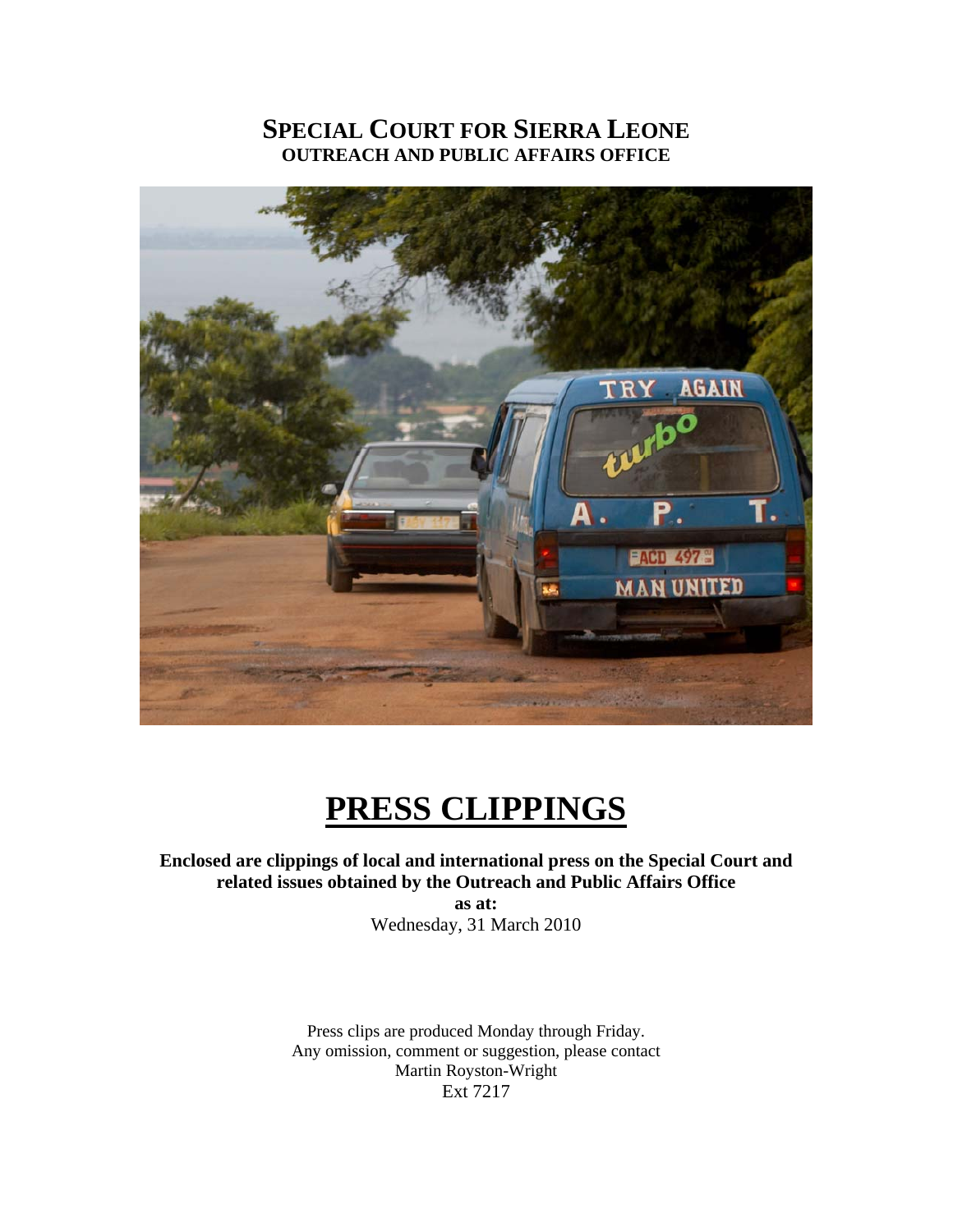# SPECIAL COURT FOR SIERRA LEONE
## OUTREACH AND PUBLIC AFFAIRS OFFICE

# PRESS CLIPPINGS

**Enclosed are clippings of local and international press on the Special Court and related issues obtained by the Outreach and Public Affairs Office**

**as at:**

Wednesday, 31 March 2010

Press clips are produced Monday through Friday.
Any omission, comment or suggestion, please contact
Martin Royston-Wright
Ext 7217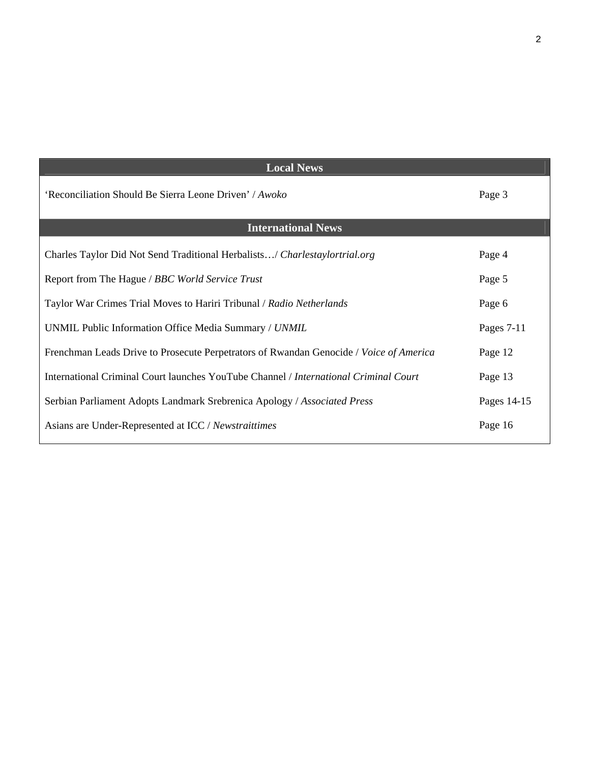| Local News | |
|---|---|
| 'Reconciliation Should Be Sierra Leone Driven' / *Awoko* | Page 3 |
| **International News** | |
| Charles Taylor Did Not Send Traditional Herbalists…/ *Charlestaylortrial.org* | Page 4 |
| Report from The Hague / *BBC World Service Trust* | Page 5 |
| Taylor War Crimes Trial Moves to Hariri Tribunal / *Radio Netherlands* | Page 6 |
| UNMIL Public Information Office Media Summary / *UNMIL* | Pages 7-11 |
| Frenchman Leads Drive to Prosecute Perpetrators of Rwandan Genocide / *Voice of America* | Page 12 |
| International Criminal Court launches YouTube Channel / *International Criminal Court* | Page 13 |
| Serbian Parliament Adopts Landmark Srebrenica Apology / *Associated Press* | Pages 14-15 |
| Asians are Under-Represented at ICC / *Newstraittimes* | Page 16 |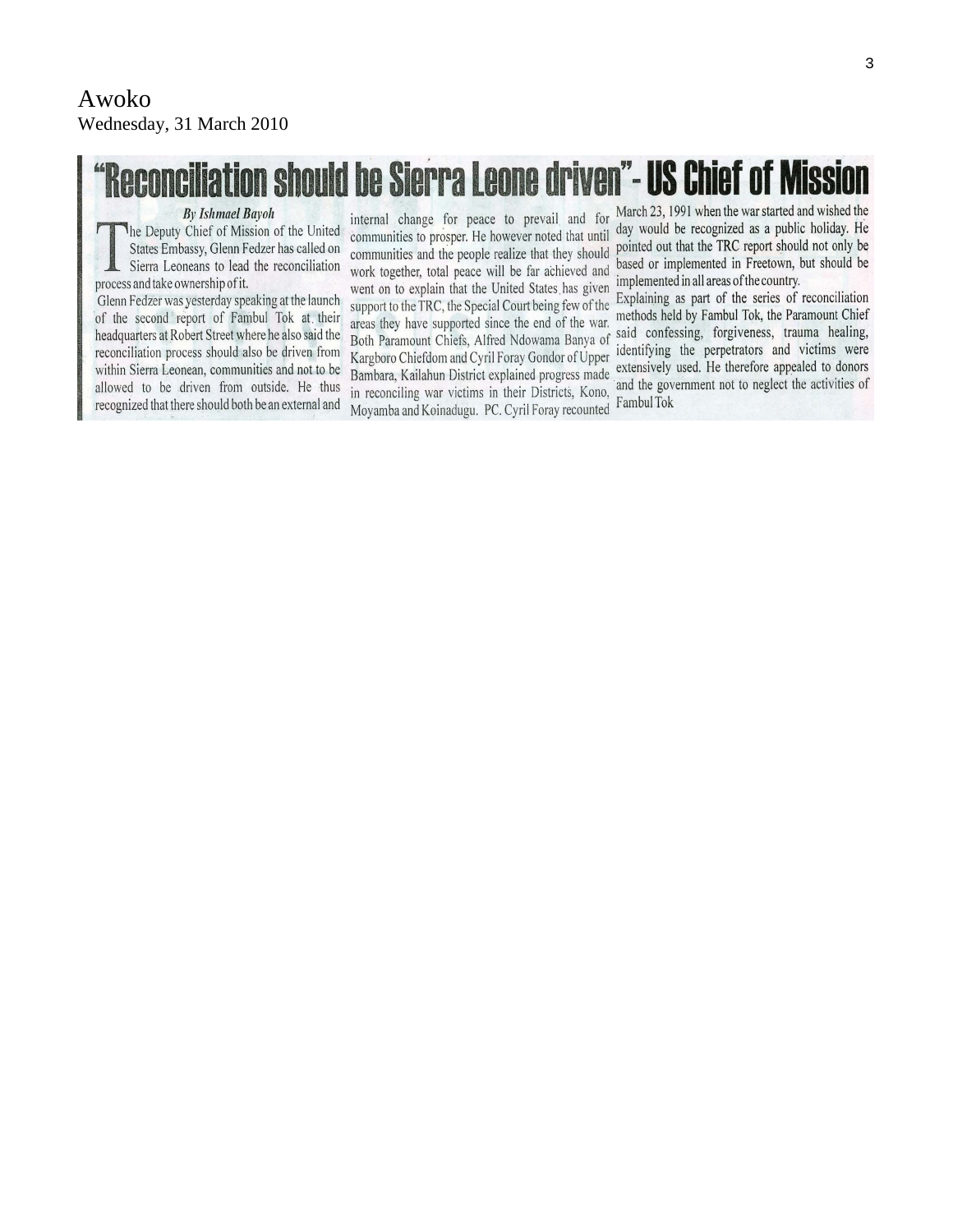Awoko
Wednesday, 31 March 2010

# "Reconciliation should be Sierra Leone driven"- US Chief of Mission

*By Ishmael Bayoh*

The Deputy Chief of Mission of the United States Embassy, Glenn Fedzer has called on Sierra Leoneans to lead the reconciliation process and take ownership of it.

Glenn Fedzer was yesterday speaking at the launch of the second report of Fambul Tok at their headquarters at Robert Street where he also said the reconciliation process should also be driven from within Sierra Leonean, communities and not to be allowed to be driven from outside. He thus recognized that there should both be an external and internal change for peace to prevail and for communities to prosper. He however noted that until communities and the people realize that they should work together, total peace will be far achieved and went on to explain that the United States has given support to the TRC, the Special Court being few of the areas they have supported since the end of the war.

Both Paramount Chiefs, Alfred Ndowama Banya of Kargboro Chiefdom and Cyril Foray Gondor of Upper Bambara, Kailahun District explained progress made in reconciling war victims in their Districts, Kono, Moyamba and Koinadugu. PC. Cyril Foray recounted March 23, 1991 when the war started and wished the day would be recognized as a public holiday. He pointed out that the TRC report should not only be based or implemented in Freetown, but should be implemented in all areas of the country.

Explaining as part of the series of reconciliation methods held by Fambul Tok, the Paramount Chief said confessing, forgiveness, trauma healing, identifying the perpetrators and victims were extensively used. He therefore appealed to donors and the government not to neglect the activities of Fambul Tok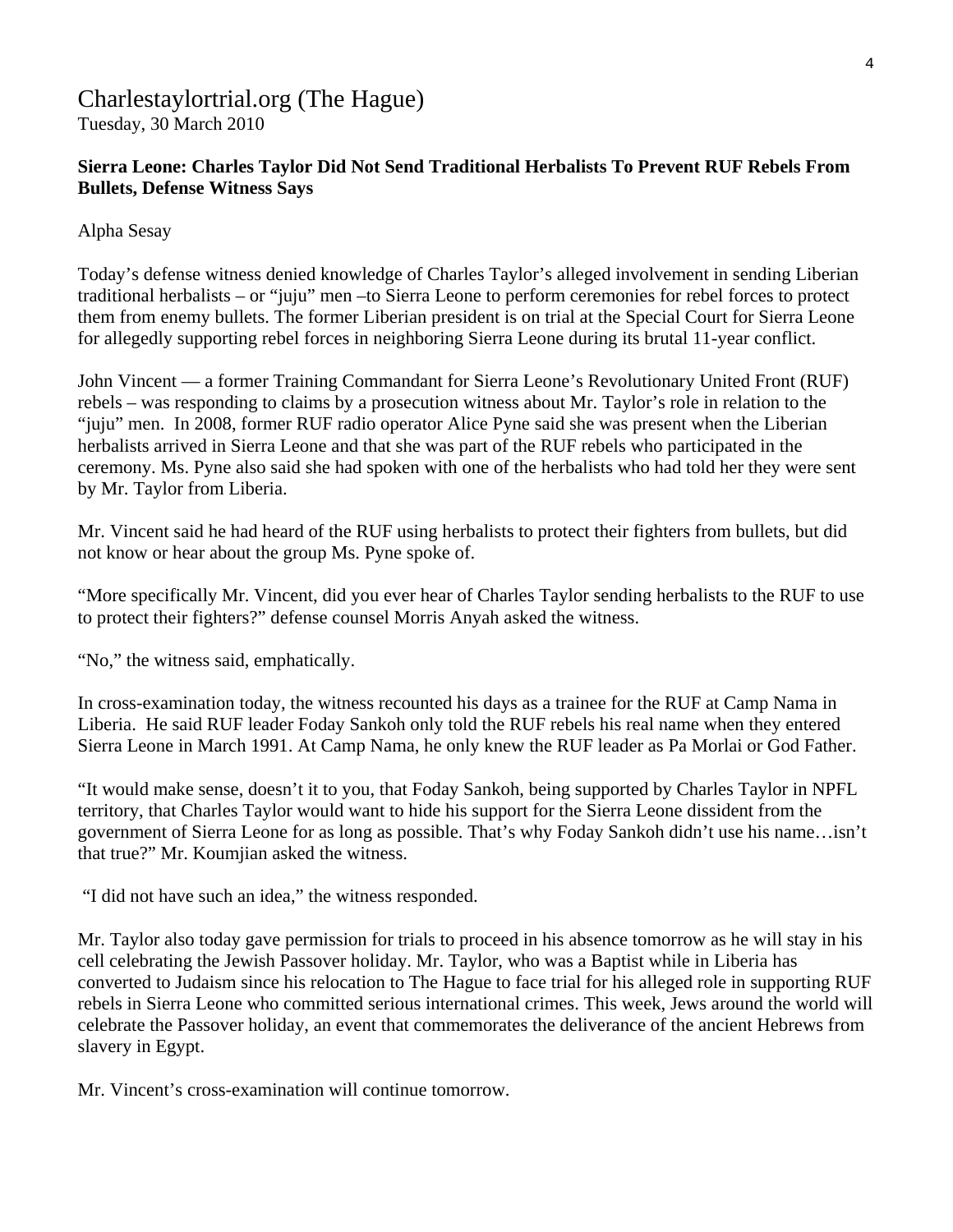# Charlestaylortrial.org (The Hague)

Tuesday, 30 March 2010

**Sierra Leone: Charles Taylor Did Not Send Traditional Herbalists To Prevent RUF Rebels From Bullets, Defense Witness Says**

Alpha Sesay

Today's defense witness denied knowledge of Charles Taylor's alleged involvement in sending Liberian traditional herbalists – or "juju" men –to Sierra Leone to perform ceremonies for rebel forces to protect them from enemy bullets. The former Liberian president is on trial at the Special Court for Sierra Leone for allegedly supporting rebel forces in neighboring Sierra Leone during its brutal 11-year conflict.

John Vincent — a former Training Commandant for Sierra Leone's Revolutionary United Front (RUF) rebels – was responding to claims by a prosecution witness about Mr. Taylor's role in relation to the "juju" men. In 2008, former RUF radio operator Alice Pyne said she was present when the Liberian herbalists arrived in Sierra Leone and that she was part of the RUF rebels who participated in the ceremony. Ms. Pyne also said she had spoken with one of the herbalists who had told her they were sent by Mr. Taylor from Liberia.

Mr. Vincent said he had heard of the RUF using herbalists to protect their fighters from bullets, but did not know or hear about the group Ms. Pyne spoke of.

"More specifically Mr. Vincent, did you ever hear of Charles Taylor sending herbalists to the RUF to use to protect their fighters?" defense counsel Morris Anyah asked the witness.

"No," the witness said, emphatically.

In cross-examination today, the witness recounted his days as a trainee for the RUF at Camp Nama in Liberia. He said RUF leader Foday Sankoh only told the RUF rebels his real name when they entered Sierra Leone in March 1991. At Camp Nama, he only knew the RUF leader as Pa Morlai or God Father.

"It would make sense, doesn't it to you, that Foday Sankoh, being supported by Charles Taylor in NPFL territory, that Charles Taylor would want to hide his support for the Sierra Leone dissident from the government of Sierra Leone for as long as possible. That's why Foday Sankoh didn't use his name…isn't that true?" Mr. Koumjian asked the witness.

"I did not have such an idea," the witness responded.

Mr. Taylor also today gave permission for trials to proceed in his absence tomorrow as he will stay in his cell celebrating the Jewish Passover holiday. Mr. Taylor, who was a Baptist while in Liberia has converted to Judaism since his relocation to The Hague to face trial for his alleged role in supporting RUF rebels in Sierra Leone who committed serious international crimes. This week, Jews around the world will celebrate the Passover holiday, an event that commemorates the deliverance of the ancient Hebrews from slavery in Egypt.

Mr. Vincent's cross-examination will continue tomorrow.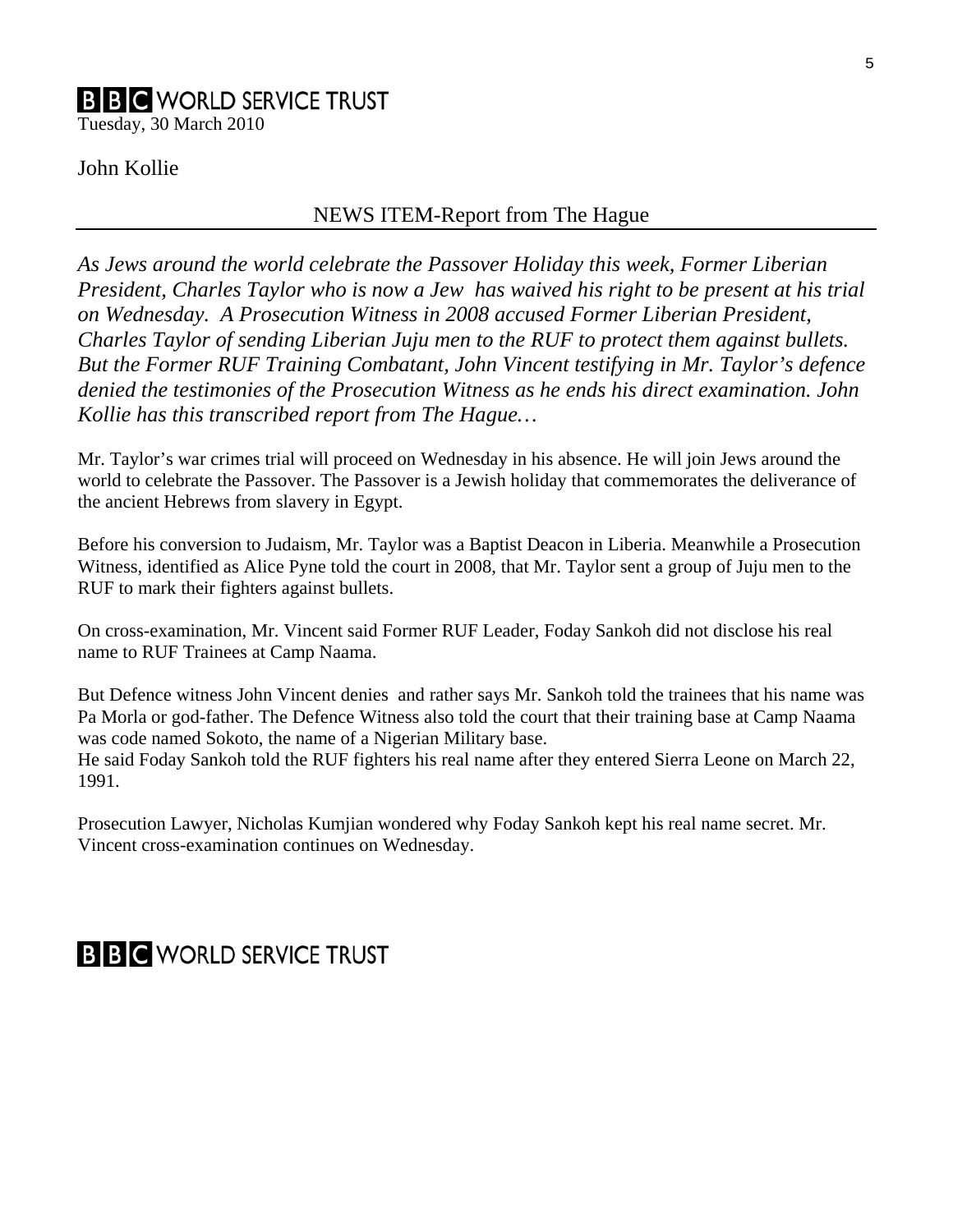**BBC WORLD SERVICE TRUST**

Tuesday, 30 March 2010

John Kollie

## NEWS ITEM-Report from The Hague

*As Jews around the world celebrate the Passover Holiday this week, Former Liberian President, Charles Taylor who is now a Jew has waived his right to be present at his trial on Wednesday. A Prosecution Witness in 2008 accused Former Liberian President, Charles Taylor of sending Liberian Juju men to the RUF to protect them against bullets. But the Former RUF Training Combatant, John Vincent testifying in Mr. Taylor's defence denied the testimonies of the Prosecution Witness as he ends his direct examination. John Kollie has this transcribed report from The Hague…*

Mr. Taylor's war crimes trial will proceed on Wednesday in his absence. He will join Jews around the world to celebrate the Passover. The Passover is a Jewish holiday that commemorates the deliverance of the ancient Hebrews from slavery in Egypt.

Before his conversion to Judaism, Mr. Taylor was a Baptist Deacon in Liberia. Meanwhile a Prosecution Witness, identified as Alice Pyne told the court in 2008, that Mr. Taylor sent a group of Juju men to the RUF to mark their fighters against bullets.

On cross-examination, Mr. Vincent said Former RUF Leader, Foday Sankoh did not disclose his real name to RUF Trainees at Camp Naama.

But Defence witness John Vincent denies and rather says Mr. Sankoh told the trainees that his name was Pa Morla or god-father. The Defence Witness also told the court that their training base at Camp Naama was code named Sokoto, the name of a Nigerian Military base.
He said Foday Sankoh told the RUF fighters his real name after they entered Sierra Leone on March 22, 1991.

Prosecution Lawyer, Nicholas Kumjian wondered why Foday Sankoh kept his real name secret. Mr. Vincent cross-examination continues on Wednesday.

**BBC WORLD SERVICE TRUST**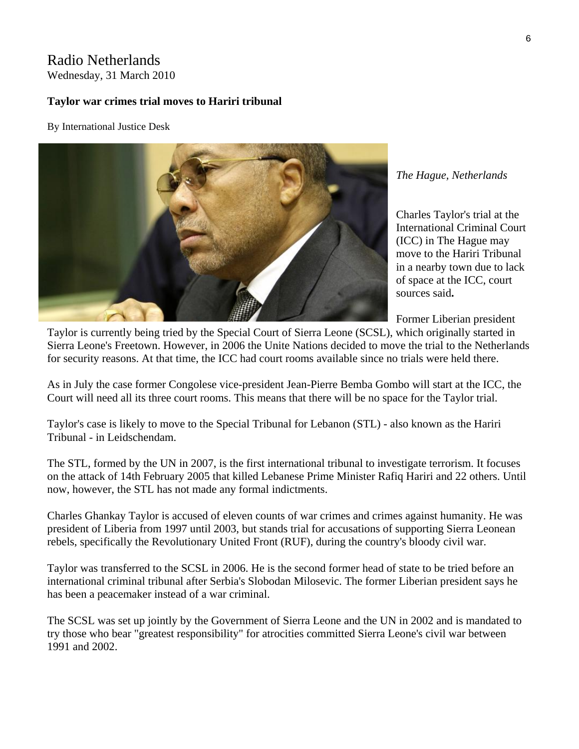# Radio Netherlands

Wednesday, 31 March 2010

**Taylor war crimes trial moves to Hariri tribunal**

By International Justice Desk

*The Hague, Netherlands*

Charles Taylor's trial at the International Criminal Court (ICC) in The Hague may move to the Hariri Tribunal in a nearby town due to lack of space at the ICC, court sources said**.**

Former Liberian president Taylor is currently being tried by the Special Court of Sierra Leone (SCSL), which originally started in Sierra Leone's Freetown. However, in 2006 the Unite Nations decided to move the trial to the Netherlands for security reasons. At that time, the ICC had court rooms available since no trials were held there.

As in July the case former Congolese vice-president Jean-Pierre Bemba Gombo will start at the ICC, the Court will need all its three court rooms. This means that there will be no space for the Taylor trial.

Taylor's case is likely to move to the Special Tribunal for Lebanon (STL) - also known as the Hariri Tribunal - in Leidschendam.

The STL, formed by the UN in 2007, is the first international tribunal to investigate terrorism. It focuses on the attack of 14th February 2005 that killed Lebanese Prime Minister Rafiq Hariri and 22 others. Until now, however, the STL has not made any formal indictments.

Charles Ghankay Taylor is accused of eleven counts of war crimes and crimes against humanity. He was president of Liberia from 1997 until 2003, but stands trial for accusations of supporting Sierra Leonean rebels, specifically the Revolutionary United Front (RUF), during the country's bloody civil war.

Taylor was transferred to the SCSL in 2006. He is the second former head of state to be tried before an international criminal tribunal after Serbia's Slobodan Milosevic. The former Liberian president says he has been a peacemaker instead of a war criminal.

The SCSL was set up jointly by the Government of Sierra Leone and the UN in 2002 and is mandated to try those who bear "greatest responsibility" for atrocities committed Sierra Leone's civil war between 1991 and 2002.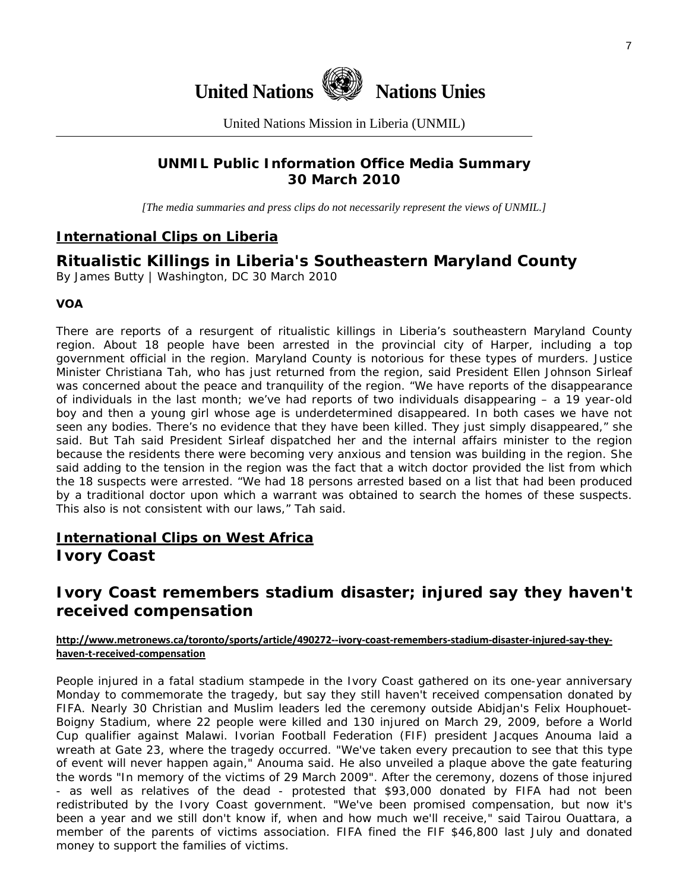# United Nations Nations Unies

United Nations Mission in Liberia (UNMIL)

**UNMIL Public Information Office Media Summary**
**30 March 2010**

*[The media summaries and press clips do not necessarily represent the views of UNMIL.]*

## International Clips on Liberia

## Ritualistic Killings in Liberia's Southeastern Maryland County

By James Butty | Washington, DC 30 March 2010

**VOA**

There are reports of a resurgent of ritualistic killings in Liberia's southeastern Maryland County region. About 18 people have been arrested in the provincial city of Harper, including a top government official in the region. Maryland County is notorious for these types of murders. Justice Minister Christiana Tah, who has just returned from the region, said President Ellen Johnson Sirleaf was concerned about the peace and tranquility of the region. "We have reports of the disappearance of individuals in the last month; we've had reports of two individuals disappearing – a 19 year-old boy and then a young girl whose age is underdetermined disappeared. In both cases we have not seen any bodies. There's no evidence that they have been killed. They just simply disappeared," she said. But Tah said President Sirleaf dispatched her and the internal affairs minister to the region because the residents there were becoming very anxious and tension was building in the region. She said adding to the tension in the region was the fact that a witch doctor provided the list from which the 18 suspects were arrested. "We had 18 persons arrested based on a list that had been produced by a traditional doctor upon which a warrant was obtained to search the homes of these suspects. This also is not consistent with our laws," Tah said.

## International Clips on West Africa

### Ivory Coast

## Ivory Coast remembers stadium disaster; injured say they haven't received compensation

**http://www.metronews.ca/toronto/sports/article/490272--ivory-coast-remembers-stadium-disaster-injured-say-they-haven-t-received-compensation**

People injured in a fatal stadium stampede in the Ivory Coast gathered on its one-year anniversary Monday to commemorate the tragedy, but say they still haven't received compensation donated by FIFA. Nearly 30 Christian and Muslim leaders led the ceremony outside Abidjan's Felix Houphouet-Boigny Stadium, where 22 people were killed and 130 injured on March 29, 2009, before a World Cup qualifier against Malawi. Ivorian Football Federation (FIF) president Jacques Anouma laid a wreath at Gate 23, where the tragedy occurred. "We've taken every precaution to see that this type of event will never happen again," Anouma said. He also unveiled a plaque above the gate featuring the words "In memory of the victims of 29 March 2009". After the ceremony, dozens of those injured - as well as relatives of the dead - protested that $93,000 donated by FIFA had not been redistributed by the Ivory Coast government. "We've been promised compensation, but now it's been a year and we still don't know if, when and how much we'll receive," said Tairou Ouattara, a member of the parents of victims association. FIFA fined the FIF $46,800 last July and donated money to support the families of victims.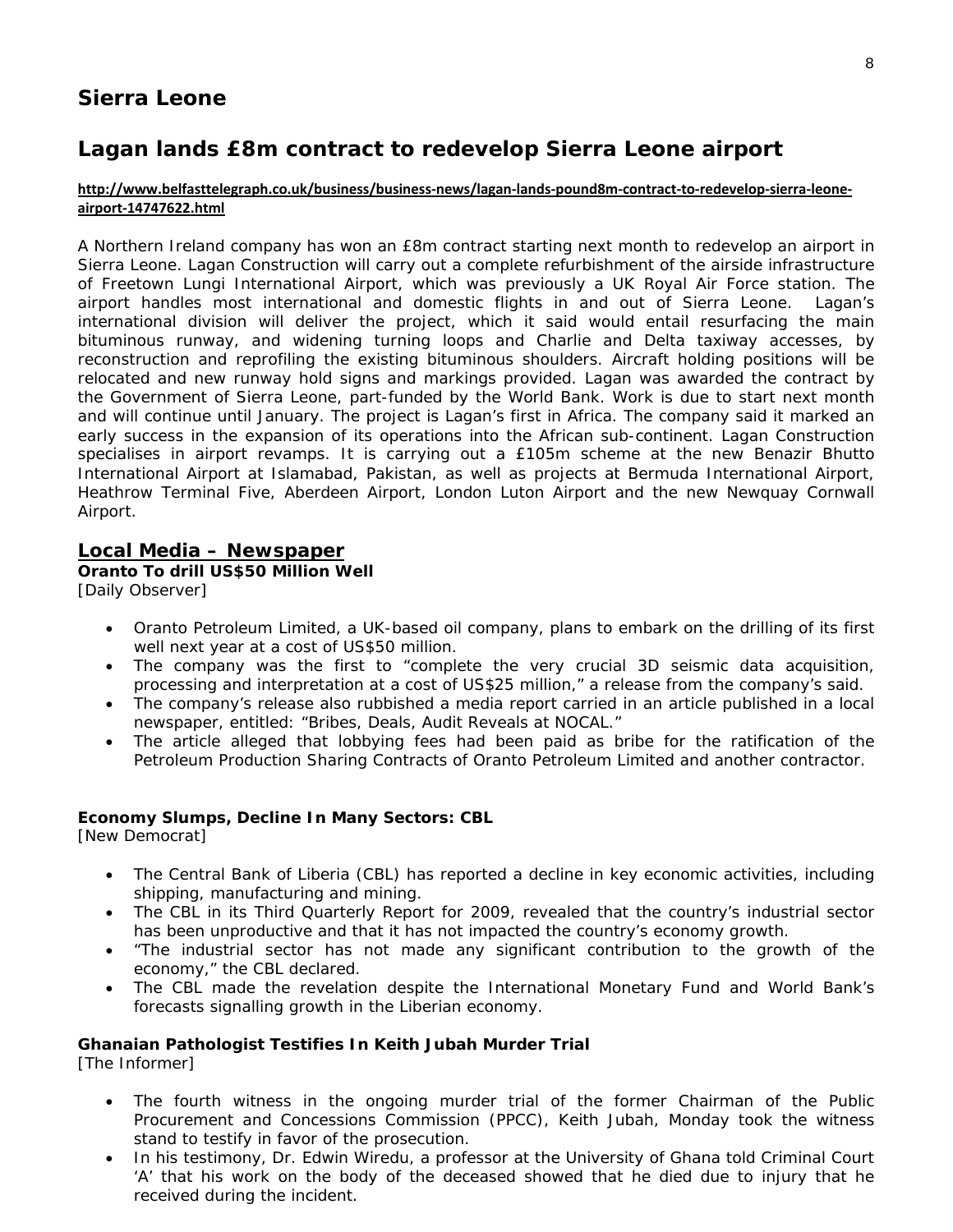## Sierra Leone

## Lagan lands £8m contract to redevelop Sierra Leone airport

**http://www.belfasttelegraph.co.uk/business/business-news/lagan-lands-pound8m-contract-to-redevelop-sierra-leone-airport-14747622.html**

A Northern Ireland company has won an £8m contract starting next month to redevelop an airport in Sierra Leone. Lagan Construction will carry out a complete refurbishment of the airside infrastructure of Freetown Lungi International Airport, which was previously a UK Royal Air Force station. The airport handles most international and domestic flights in and out of Sierra Leone. Lagan's international division will deliver the project, which it said would entail resurfacing the main bituminous runway, and widening turning loops and Charlie and Delta taxiway accesses, by reconstruction and reprofiling the existing bituminous shoulders. Aircraft holding positions will be relocated and new runway hold signs and markings provided. Lagan was awarded the contract by the Government of Sierra Leone, part-funded by the World Bank. Work is due to start next month and will continue until January. The project is Lagan's first in Africa. The company said it marked an early success in the expansion of its operations into the African sub-continent. Lagan Construction specialises in airport revamps. It is carrying out a £105m scheme at the new Benazir Bhutto International Airport at Islamabad, Pakistan, as well as projects at Bermuda International Airport, Heathrow Terminal Five, Aberdeen Airport, London Luton Airport and the new Newquay Cornwall Airport.

## Local Media – Newspaper

**Oranto To drill US$50 Million Well**
[Daily Observer]

- Oranto Petroleum Limited, a UK-based oil company, plans to embark on the drilling of its first well next year at a cost of US$50 million.
- The company was the first to "complete the very crucial 3D seismic data acquisition, processing and interpretation at a cost of US$25 million," a release from the company's said.
- The company's release also rubbished a media report carried in an article published in a local newspaper, entitled: "Bribes, Deals, Audit Reveals at NOCAL."
- The article alleged that lobbying fees had been paid as bribe for the ratification of the Petroleum Production Sharing Contracts of Oranto Petroleum Limited and another contractor.

**Economy Slumps, Decline In Many Sectors: CBL**
[New Democrat]

- The Central Bank of Liberia (CBL) has reported a decline in key economic activities, including shipping, manufacturing and mining.
- The CBL in its Third Quarterly Report for 2009, revealed that the country's industrial sector has been unproductive and that it has not impacted the country's economy growth.
- "The industrial sector has not made any significant contribution to the growth of the economy," the CBL declared.
- The CBL made the revelation despite the International Monetary Fund and World Bank's forecasts signalling growth in the Liberian economy.

**Ghanaian Pathologist Testifies In Keith Jubah Murder Trial**
[The Informer]

- The fourth witness in the ongoing murder trial of the former Chairman of the Public Procurement and Concessions Commission (PPCC), Keith Jubah, Monday took the witness stand to testify in favor of the prosecution.
- In his testimony, Dr. Edwin Wiredu, a professor at the University of Ghana told Criminal Court 'A' that his work on the body of the deceased showed that he died due to injury that he received during the incident.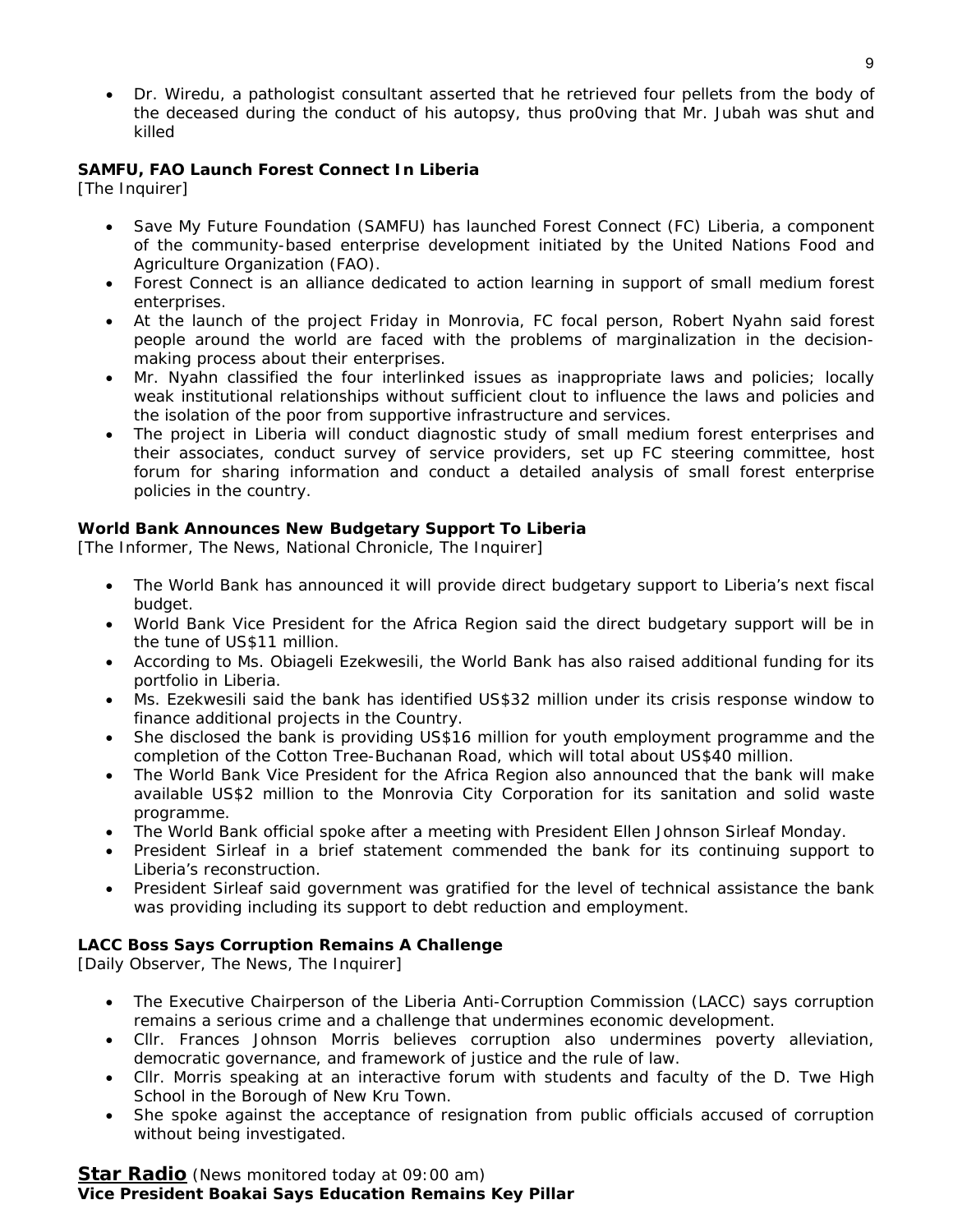- Dr. Wiredu, a pathologist consultant asserted that he retrieved four pellets from the body of the deceased during the conduct of his autopsy, thus pro0ving that Mr. Jubah was shut and killed

**SAMFU, FAO Launch Forest Connect In Liberia**
[The Inquirer]

- Save My Future Foundation (SAMFU) has launched Forest Connect (FC) Liberia, a component of the community-based enterprise development initiated by the United Nations Food and Agriculture Organization (FAO).
- Forest Connect is an alliance dedicated to action learning in support of small medium forest enterprises.
- At the launch of the project Friday in Monrovia, FC focal person, Robert Nyahn said forest people around the world are faced with the problems of marginalization in the decision-making process about their enterprises.
- Mr. Nyahn classified the four interlinked issues as inappropriate laws and policies; locally weak institutional relationships without sufficient clout to influence the laws and policies and the isolation of the poor from supportive infrastructure and services.
- The project in Liberia will conduct diagnostic study of small medium forest enterprises and their associates, conduct survey of service providers, set up FC steering committee, host forum for sharing information and conduct a detailed analysis of small forest enterprise policies in the country.

**World Bank Announces New Budgetary Support To Liberia**
[The Informer, The News, National Chronicle, The Inquirer]

- The World Bank has announced it will provide direct budgetary support to Liberia's next fiscal budget.
- World Bank Vice President for the Africa Region said the direct budgetary support will be in the tune of US$11 million.
- According to Ms. Obiageli Ezekwesili, the World Bank has also raised additional funding for its portfolio in Liberia.
- Ms. Ezekwesili said the bank has identified US$32 million under its crisis response window to finance additional projects in the Country.
- She disclosed the bank is providing US$16 million for youth employment programme and the completion of the Cotton Tree-Buchanan Road, which will total about US$40 million.
- The World Bank Vice President for the Africa Region also announced that the bank will make available US$2 million to the Monrovia City Corporation for its sanitation and solid waste programme.
- The World Bank official spoke after a meeting with President Ellen Johnson Sirleaf Monday.
- President Sirleaf in a brief statement commended the bank for its continuing support to Liberia's reconstruction.
- President Sirleaf said government was gratified for the level of technical assistance the bank was providing including its support to debt reduction and employment.

**LACC Boss Says Corruption Remains A Challenge**
[Daily Observer, The News, The Inquirer]

- The Executive Chairperson of the Liberia Anti-Corruption Commission (LACC) says corruption remains a serious crime and a challenge that undermines economic development.
- Cllr. Frances Johnson Morris believes corruption also undermines poverty alleviation, democratic governance, and framework of justice and the rule of law.
- Cllr. Morris speaking at an interactive forum with students and faculty of the D. Twe High School in the Borough of New Kru Town.
- She spoke against the acceptance of resignation from public officials accused of corruption without being investigated.

**Star Radio** (News monitored today at 09:00 am)
**Vice President Boakai Says Education Remains Key Pillar**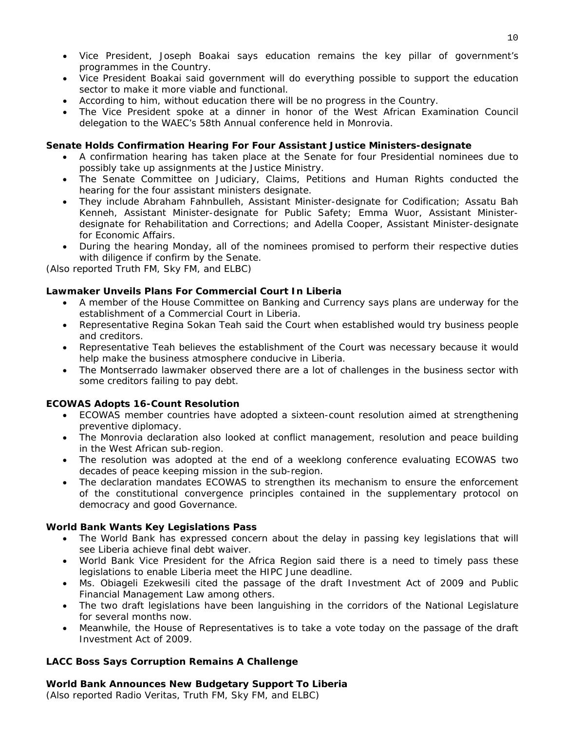- Vice President, Joseph Boakai says education remains the key pillar of government's programmes in the Country.
- Vice President Boakai said government will do everything possible to support the education sector to make it more viable and functional.
- According to him, without education there will be no progress in the Country.
- The Vice President spoke at a dinner in honor of the West African Examination Council delegation to the WAEC's 58th Annual conference held in Monrovia.

**Senate Holds Confirmation Hearing For Four Assistant Justice Ministers-designate**

- A confirmation hearing has taken place at the Senate for four Presidential nominees due to possibly take up assignments at the Justice Ministry.
- The Senate Committee on Judiciary, Claims, Petitions and Human Rights conducted the hearing for the four assistant ministers designate.
- They include Abraham Fahnbulleh, Assistant Minister-designate for Codification; Assatu Bah Kenneh, Assistant Minister-designate for Public Safety; Emma Wuor, Assistant Minister-designate for Rehabilitation and Corrections; and Adella Cooper, Assistant Minister-designate for Economic Affairs.
- During the hearing Monday, all of the nominees promised to perform their respective duties with diligence if confirm by the Senate.

*(Also reported Truth FM, Sky FM, and ELBC)*

**Lawmaker Unveils Plans For Commercial Court In Liberia**

- A member of the House Committee on Banking and Currency says plans are underway for the establishment of a Commercial Court in Liberia.
- Representative Regina Sokan Teah said the Court when established would try business people and creditors.
- Representative Teah believes the establishment of the Court was necessary because it would help make the business atmosphere conducive in Liberia.
- The Montserrado lawmaker observed there are a lot of challenges in the business sector with some creditors failing to pay debt.

**ECOWAS Adopts 16-Count Resolution**

- ECOWAS member countries have adopted a sixteen-count resolution aimed at strengthening preventive diplomacy.
- The Monrovia declaration also looked at conflict management, resolution and peace building in the West African sub-region.
- The resolution was adopted at the end of a weeklong conference evaluating ECOWAS two decades of peace keeping mission in the sub-region.
- The declaration mandates ECOWAS to strengthen its mechanism to ensure the enforcement of the constitutional convergence principles contained in the supplementary protocol on democracy and good Governance.

**World Bank Wants Key Legislations Pass**

- The World Bank has expressed concern about the delay in passing key legislations that will see Liberia achieve final debt waiver.
- World Bank Vice President for the Africa Region said there is a need to timely pass these legislations to enable Liberia meet the HIPC June deadline.
- Ms. Obiageli Ezekwesili cited the passage of the draft Investment Act of 2009 and Public Financial Management Law among others.
- The two draft legislations have been languishing in the corridors of the National Legislature for several months now.
- Meanwhile, the House of Representatives is to take a vote today on the passage of the draft Investment Act of 2009.

**LACC Boss Says Corruption Remains A Challenge**

**World Bank Announces New Budgetary Support To Liberia**
*(Also reported Radio Veritas, Truth FM, Sky FM, and ELBC)*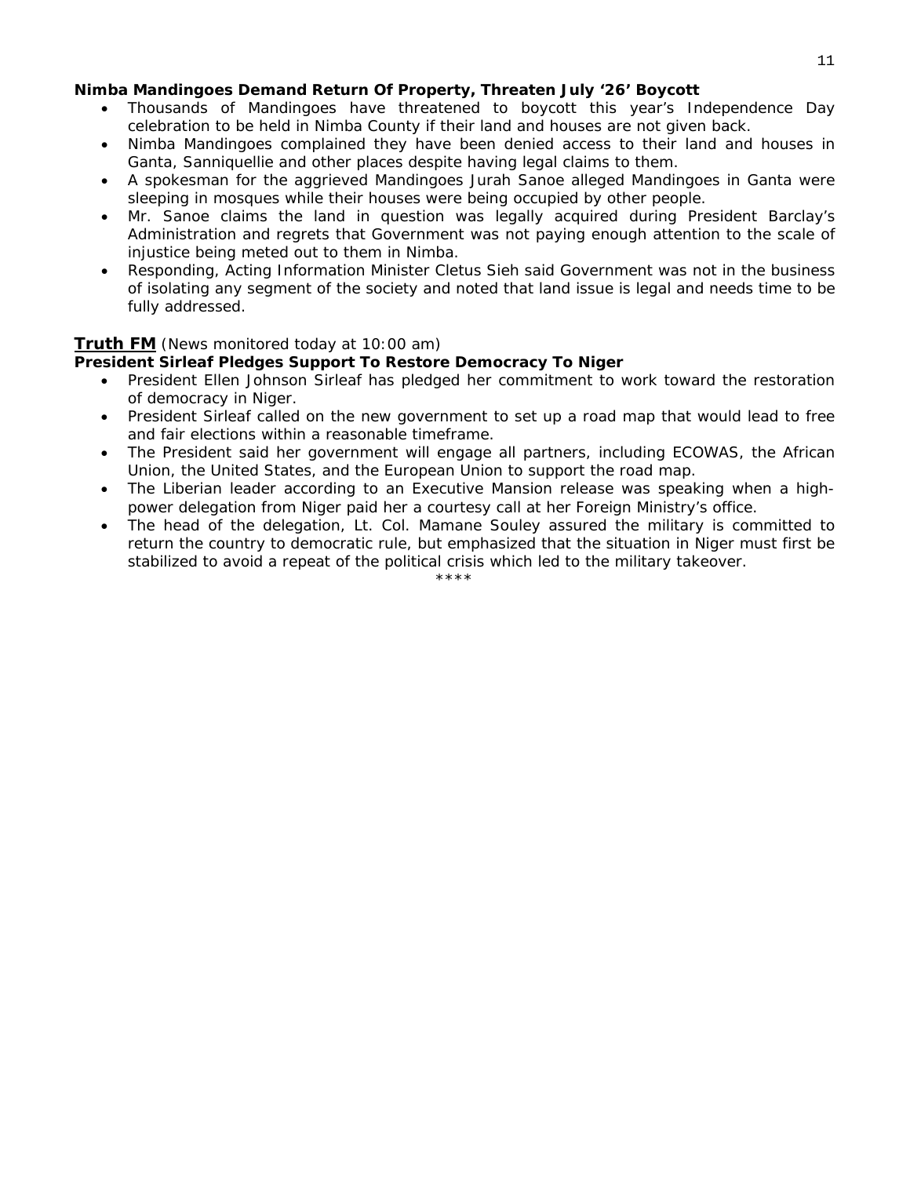**Nimba Mandingoes Demand Return Of Property, Threaten July '26' Boycott**

- Thousands of Mandingoes have threatened to boycott this year's Independence Day celebration to be held in Nimba County if their land and houses are not given back.
- Nimba Mandingoes complained they have been denied access to their land and houses in Ganta, Sanniquellie and other places despite having legal claims to them.
- A spokesman for the aggrieved Mandingoes Jurah Sanoe alleged Mandingoes in Ganta were sleeping in mosques while their houses were being occupied by other people.
- Mr. Sanoe claims the land in question was legally acquired during President Barclay's Administration and regrets that Government was not paying enough attention to the scale of injustice being meted out to them in Nimba.
- Responding, Acting Information Minister Cletus Sieh said Government was not in the business of isolating any segment of the society and noted that land issue is legal and needs time to be fully addressed.

**Truth FM** *(News monitored today at 10:00 am)*

**President Sirleaf Pledges Support To Restore Democracy To Niger**

- President Ellen Johnson Sirleaf has pledged her commitment to work toward the restoration of democracy in Niger.
- President Sirleaf called on the new government to set up a road map that would lead to free and fair elections within a reasonable timeframe.
- The President said her government will engage all partners, including ECOWAS, the African Union, the United States, and the European Union to support the road map.
- The Liberian leader according to an Executive Mansion release was speaking when a high-power delegation from Niger paid her a courtesy call at her Foreign Ministry's office.
- The head of the delegation, Lt. Col. Mamane Souley assured the military is committed to return the country to democratic rule, but emphasized that the situation in Niger must first be stabilized to avoid a repeat of the political crisis which led to the military takeover.

****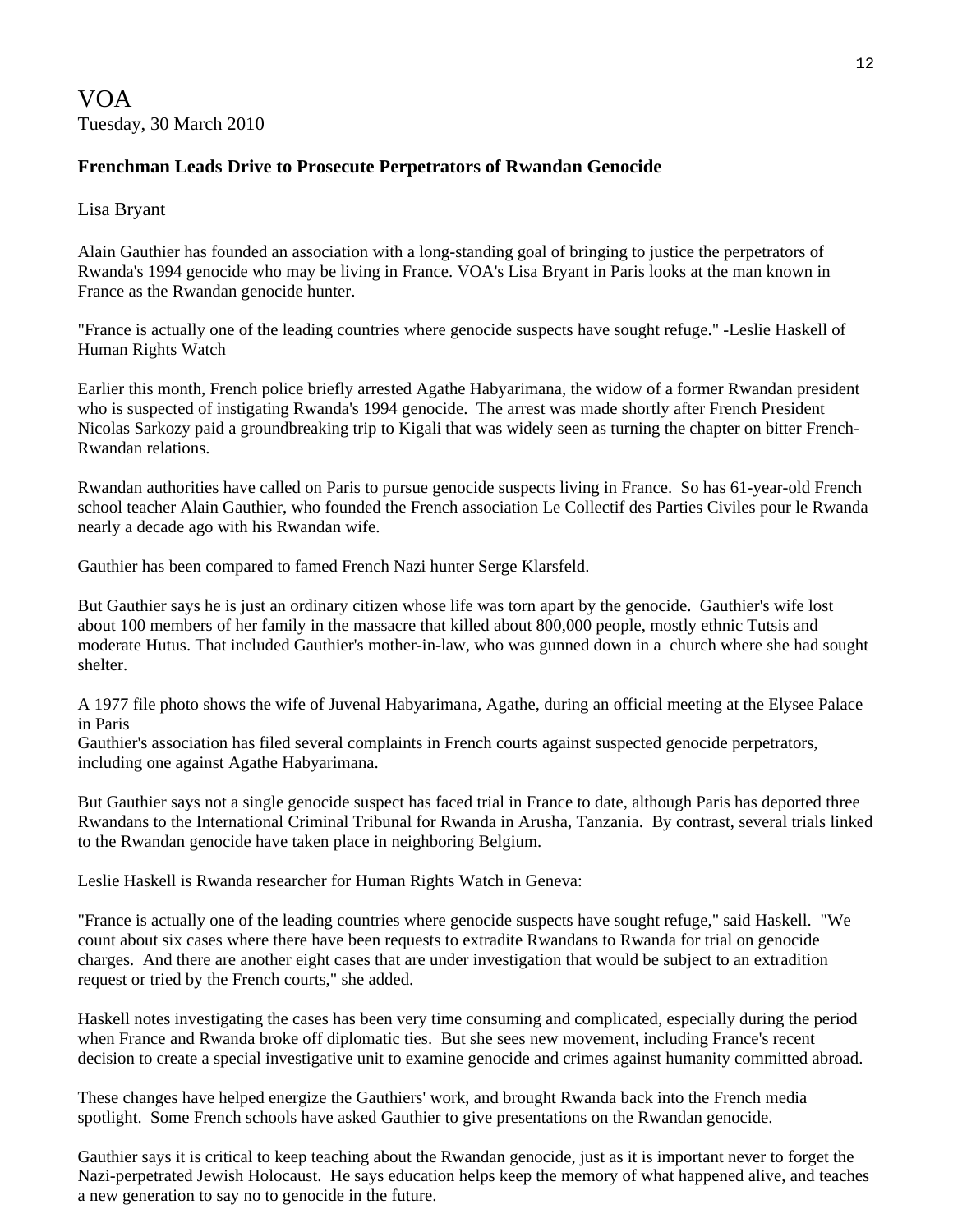VOA

Tuesday, 30 March 2010

### Frenchman Leads Drive to Prosecute Perpetrators of Rwandan Genocide

Lisa Bryant

Alain Gauthier has founded an association with a long-standing goal of bringing to justice the perpetrators of Rwanda's 1994 genocide who may be living in France. VOA's Lisa Bryant in Paris looks at the man known in France as the Rwandan genocide hunter.

"France is actually one of the leading countries where genocide suspects have sought refuge." -Leslie Haskell of Human Rights Watch

Earlier this month, French police briefly arrested Agathe Habyarimana, the widow of a former Rwandan president who is suspected of instigating Rwanda's 1994 genocide. The arrest was made shortly after French President Nicolas Sarkozy paid a groundbreaking trip to Kigali that was widely seen as turning the chapter on bitter French-Rwandan relations.

Rwandan authorities have called on Paris to pursue genocide suspects living in France. So has 61-year-old French school teacher Alain Gauthier, who founded the French association Le Collectif des Parties Civiles pour le Rwanda nearly a decade ago with his Rwandan wife.

Gauthier has been compared to famed French Nazi hunter Serge Klarsfeld.

But Gauthier says he is just an ordinary citizen whose life was torn apart by the genocide. Gauthier's wife lost about 100 members of her family in the massacre that killed about 800,000 people, mostly ethnic Tutsis and moderate Hutus. That included Gauthier's mother-in-law, who was gunned down in a church where she had sought shelter.

A 1977 file photo shows the wife of Juvenal Habyarimana, Agathe, during an official meeting at the Elysee Palace in Paris

Gauthier's association has filed several complaints in French courts against suspected genocide perpetrators, including one against Agathe Habyarimana.

But Gauthier says not a single genocide suspect has faced trial in France to date, although Paris has deported three Rwandans to the International Criminal Tribunal for Rwanda in Arusha, Tanzania. By contrast, several trials linked to the Rwandan genocide have taken place in neighboring Belgium.

Leslie Haskell is Rwanda researcher for Human Rights Watch in Geneva:

"France is actually one of the leading countries where genocide suspects have sought refuge," said Haskell. "We count about six cases where there have been requests to extradite Rwandans to Rwanda for trial on genocide charges. And there are another eight cases that are under investigation that would be subject to an extradition request or tried by the French courts," she added.

Haskell notes investigating the cases has been very time consuming and complicated, especially during the period when France and Rwanda broke off diplomatic ties. But she sees new movement, including France's recent decision to create a special investigative unit to examine genocide and crimes against humanity committed abroad.

These changes have helped energize the Gauthiers' work, and brought Rwanda back into the French media spotlight. Some French schools have asked Gauthier to give presentations on the Rwandan genocide.

Gauthier says it is critical to keep teaching about the Rwandan genocide, just as it is important never to forget the Nazi-perpetrated Jewish Holocaust. He says education helps keep the memory of what happened alive, and teaches a new generation to say no to genocide in the future.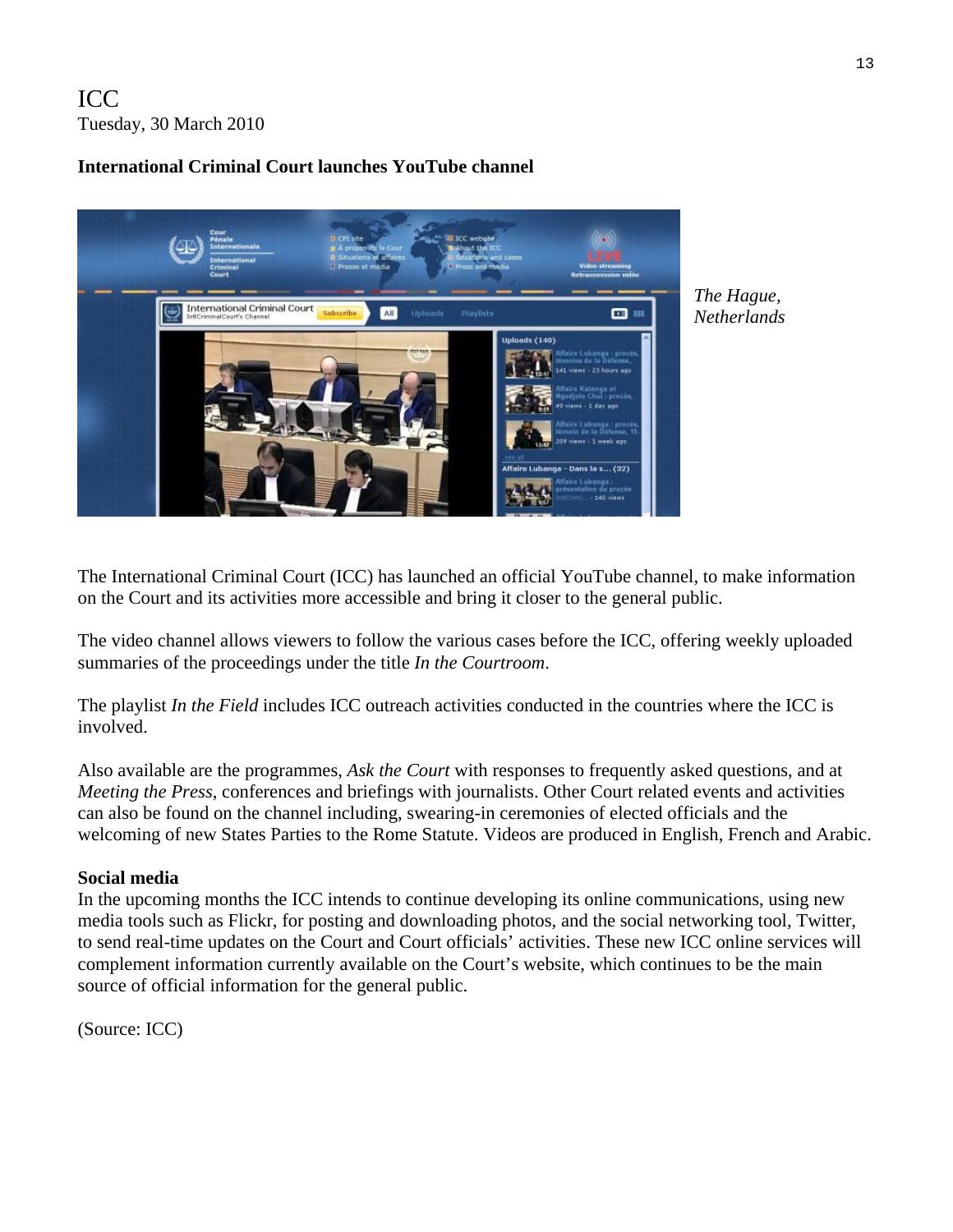ICC
Tuesday, 30 March 2010

**International Criminal Court launches YouTube channel**

*The Hague, Netherlands*

The International Criminal Court (ICC) has launched an official YouTube channel, to make information on the Court and its activities more accessible and bring it closer to the general public.

The video channel allows viewers to follow the various cases before the ICC, offering weekly uploaded summaries of the proceedings under the title *In the Courtroom*.

The playlist *In the Field* includes ICC outreach activities conducted in the countries where the ICC is involved.

Also available are the programmes, *Ask the Court* with responses to frequently asked questions, and at *Meeting the Press*, conferences and briefings with journalists. Other Court related events and activities can also be found on the channel including, swearing-in ceremonies of elected officials and the welcoming of new States Parties to the Rome Statute. Videos are produced in English, French and Arabic.

**Social media**

In the upcoming months the ICC intends to continue developing its online communications, using new media tools such as Flickr, for posting and downloading photos, and the social networking tool, Twitter, to send real-time updates on the Court and Court officials' activities. These new ICC online services will complement information currently available on the Court's website, which continues to be the main source of official information for the general public.

(Source: ICC)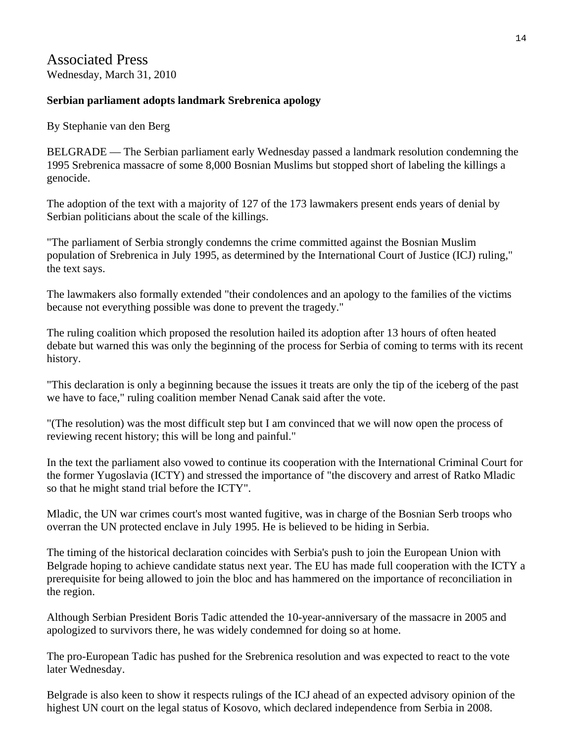# Associated Press

Wednesday, March 31, 2010

**Serbian parliament adopts landmark Srebrenica apology**

By Stephanie van den Berg

BELGRADE — The Serbian parliament early Wednesday passed a landmark resolution condemning the 1995 Srebrenica massacre of some 8,000 Bosnian Muslims but stopped short of labeling the killings a genocide.

The adoption of the text with a majority of 127 of the 173 lawmakers present ends years of denial by Serbian politicians about the scale of the killings.

"The parliament of Serbia strongly condemns the crime committed against the Bosnian Muslim population of Srebrenica in July 1995, as determined by the International Court of Justice (ICJ) ruling," the text says.

The lawmakers also formally extended "their condolences and an apology to the families of the victims because not everything possible was done to prevent the tragedy."

The ruling coalition which proposed the resolution hailed its adoption after 13 hours of often heated debate but warned this was only the beginning of the process for Serbia of coming to terms with its recent history.

"This declaration is only a beginning because the issues it treats are only the tip of the iceberg of the past we have to face," ruling coalition member Nenad Canak said after the vote.

"(The resolution) was the most difficult step but I am convinced that we will now open the process of reviewing recent history; this will be long and painful."

In the text the parliament also vowed to continue its cooperation with the International Criminal Court for the former Yugoslavia (ICTY) and stressed the importance of "the discovery and arrest of Ratko Mladic so that he might stand trial before the ICTY".

Mladic, the UN war crimes court's most wanted fugitive, was in charge of the Bosnian Serb troops who overran the UN protected enclave in July 1995. He is believed to be hiding in Serbia.

The timing of the historical declaration coincides with Serbia's push to join the European Union with Belgrade hoping to achieve candidate status next year. The EU has made full cooperation with the ICTY a prerequisite for being allowed to join the bloc and has hammered on the importance of reconciliation in the region.

Although Serbian President Boris Tadic attended the 10-year-anniversary of the massacre in 2005 and apologized to survivors there, he was widely condemned for doing so at home.

The pro-European Tadic has pushed for the Srebrenica resolution and was expected to react to the vote later Wednesday.

Belgrade is also keen to show it respects rulings of the ICJ ahead of an expected advisory opinion of the highest UN court on the legal status of Kosovo, which declared independence from Serbia in 2008.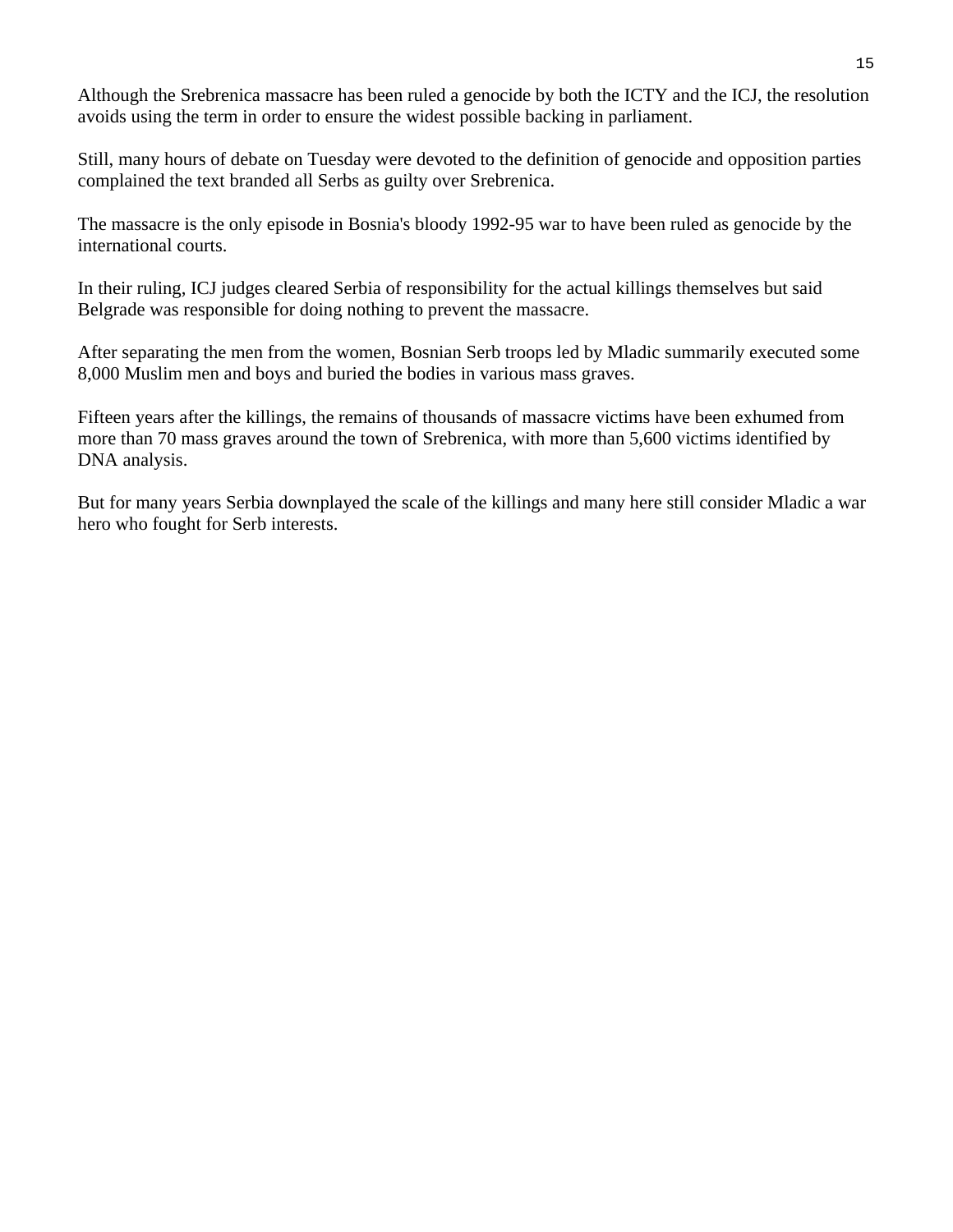Although the Srebrenica massacre has been ruled a genocide by both the ICTY and the ICJ, the resolution avoids using the term in order to ensure the widest possible backing in parliament.

Still, many hours of debate on Tuesday were devoted to the definition of genocide and opposition parties complained the text branded all Serbs as guilty over Srebrenica.

The massacre is the only episode in Bosnia's bloody 1992-95 war to have been ruled as genocide by the international courts.

In their ruling, ICJ judges cleared Serbia of responsibility for the actual killings themselves but said Belgrade was responsible for doing nothing to prevent the massacre.

After separating the men from the women, Bosnian Serb troops led by Mladic summarily executed some 8,000 Muslim men and boys and buried the bodies in various mass graves.

Fifteen years after the killings, the remains of thousands of massacre victims have been exhumed from more than 70 mass graves around the town of Srebrenica, with more than 5,600 victims identified by DNA analysis.

But for many years Serbia downplayed the scale of the killings and many here still consider Mladic a war hero who fought for Serb interests.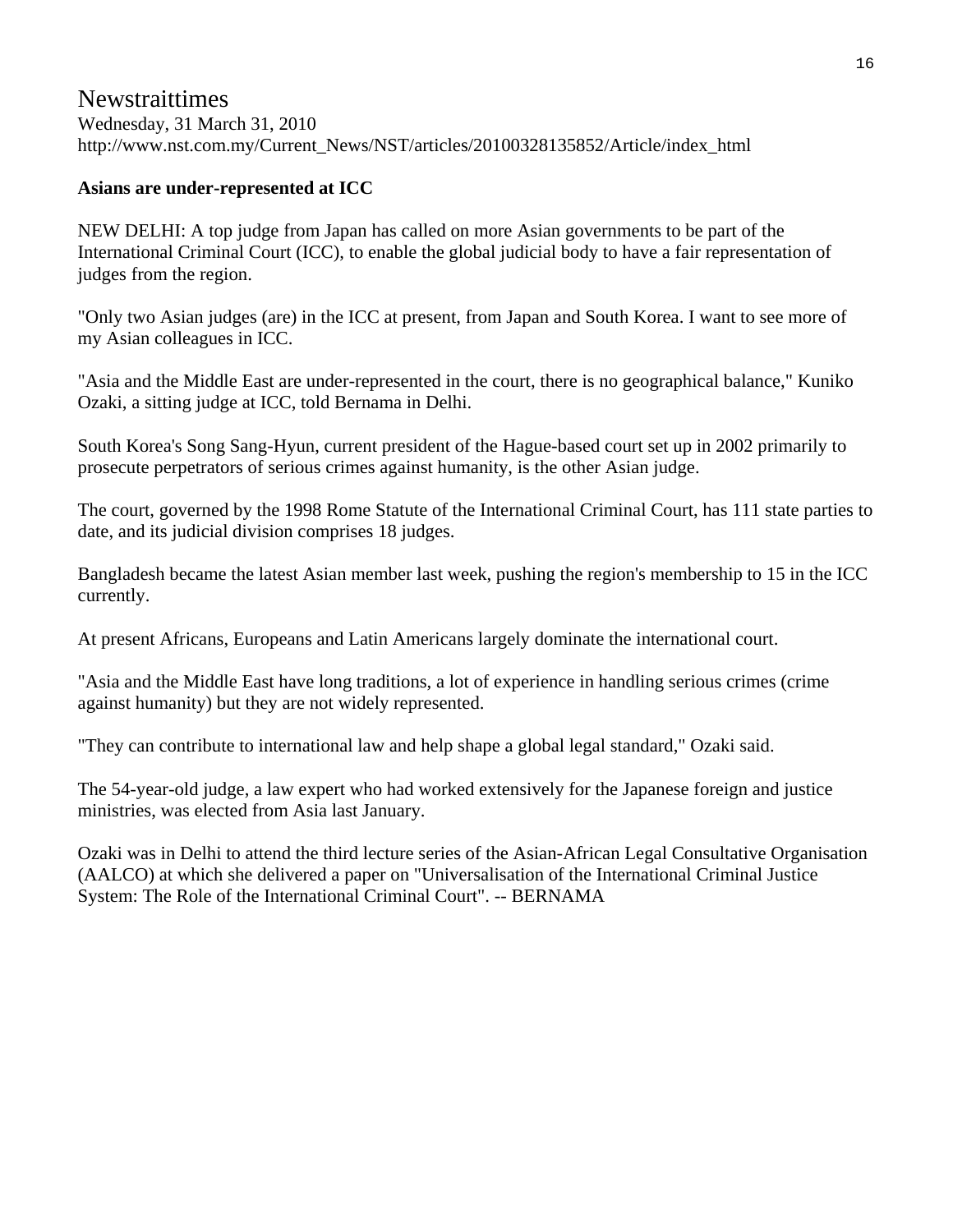# Newstraittimes

Wednesday, 31 March 31, 2010
http://www.nst.com.my/Current_News/NST/articles/20100328135852/Article/index_html

**Asians are under-represented at ICC**

NEW DELHI: A top judge from Japan has called on more Asian governments to be part of the International Criminal Court (ICC), to enable the global judicial body to have a fair representation of judges from the region.

"Only two Asian judges (are) in the ICC at present, from Japan and South Korea. I want to see more of my Asian colleagues in ICC.

"Asia and the Middle East are under-represented in the court, there is no geographical balance," Kuniko Ozaki, a sitting judge at ICC, told Bernama in Delhi.

South Korea's Song Sang-Hyun, current president of the Hague-based court set up in 2002 primarily to prosecute perpetrators of serious crimes against humanity, is the other Asian judge.

The court, governed by the 1998 Rome Statute of the International Criminal Court, has 111 state parties to date, and its judicial division comprises 18 judges.

Bangladesh became the latest Asian member last week, pushing the region's membership to 15 in the ICC currently.

At present Africans, Europeans and Latin Americans largely dominate the international court.

"Asia and the Middle East have long traditions, a lot of experience in handling serious crimes (crime against humanity) but they are not widely represented.

"They can contribute to international law and help shape a global legal standard," Ozaki said.

The 54-year-old judge, a law expert who had worked extensively for the Japanese foreign and justice ministries, was elected from Asia last January.

Ozaki was in Delhi to attend the third lecture series of the Asian-African Legal Consultative Organisation (AALCO) at which she delivered a paper on "Universalisation of the International Criminal Justice System: The Role of the International Criminal Court". -- BERNAMA